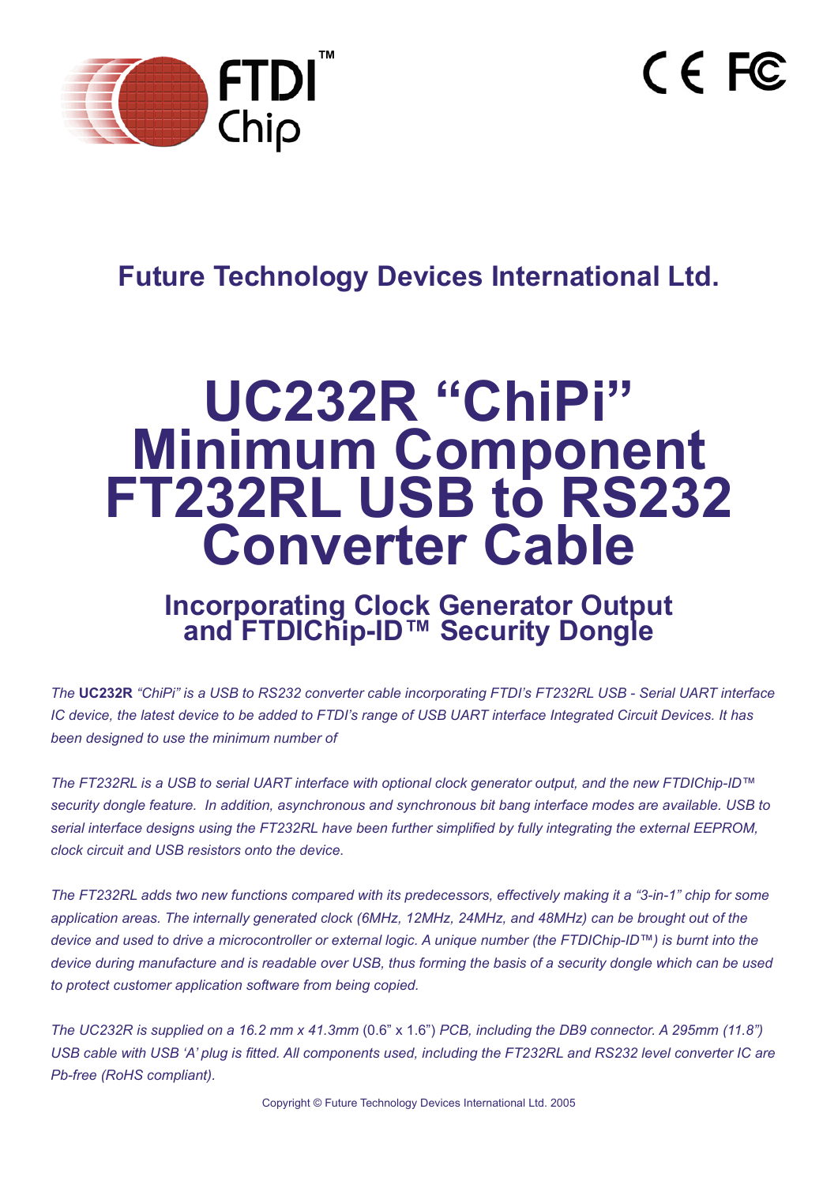# Future Technology Devices International Ltd.

# UC232R "ChiPi" Minimum Component FT232RL USB to RS232 Converter Cable

## Incorporating Clock Generator Output and FTDIChip-ID™ Security Dongle

*The* ***UC232R*** *"ChiPi" is a USB to RS232 converter cable incorporating FTDI's FT232RL USB - Serial UART interface IC device, the latest device to be added to FTDI's range of USB UART interface Integrated Circuit Devices. It has been designed to use the minimum number of*

*The FT232RL is a USB to serial UART interface with optional clock generator output, and the new FTDIChip-ID™ security dongle feature. In addition, asynchronous and synchronous bit bang interface modes are available. USB to serial interface designs using the FT232RL have been further simplified by fully integrating the external EEPROM, clock circuit and USB resistors onto the device.*

*The FT232RL adds two new functions compared with its predecessors, effectively making it a "3-in-1" chip for some application areas. The internally generated clock (6MHz, 12MHz, 24MHz, and 48MHz) can be brought out of the device and used to drive a microcontroller or external logic. A unique number (the FTDIChip-ID™) is burnt into the device during manufacture and is readable over USB, thus forming the basis of a security dongle which can be used to protect customer application software from being copied.*

*The UC232R is supplied on a 16.2 mm x 41.3mm* (0.6" x 1.6") *PCB, including the DB9 connector. A 295mm (11.8") USB cable with USB 'A' plug is fitted. All components used, including the FT232RL and RS232 level converter IC are Pb-free (RoHS compliant).*

Copyright © Future Technology Devices International Ltd. 2005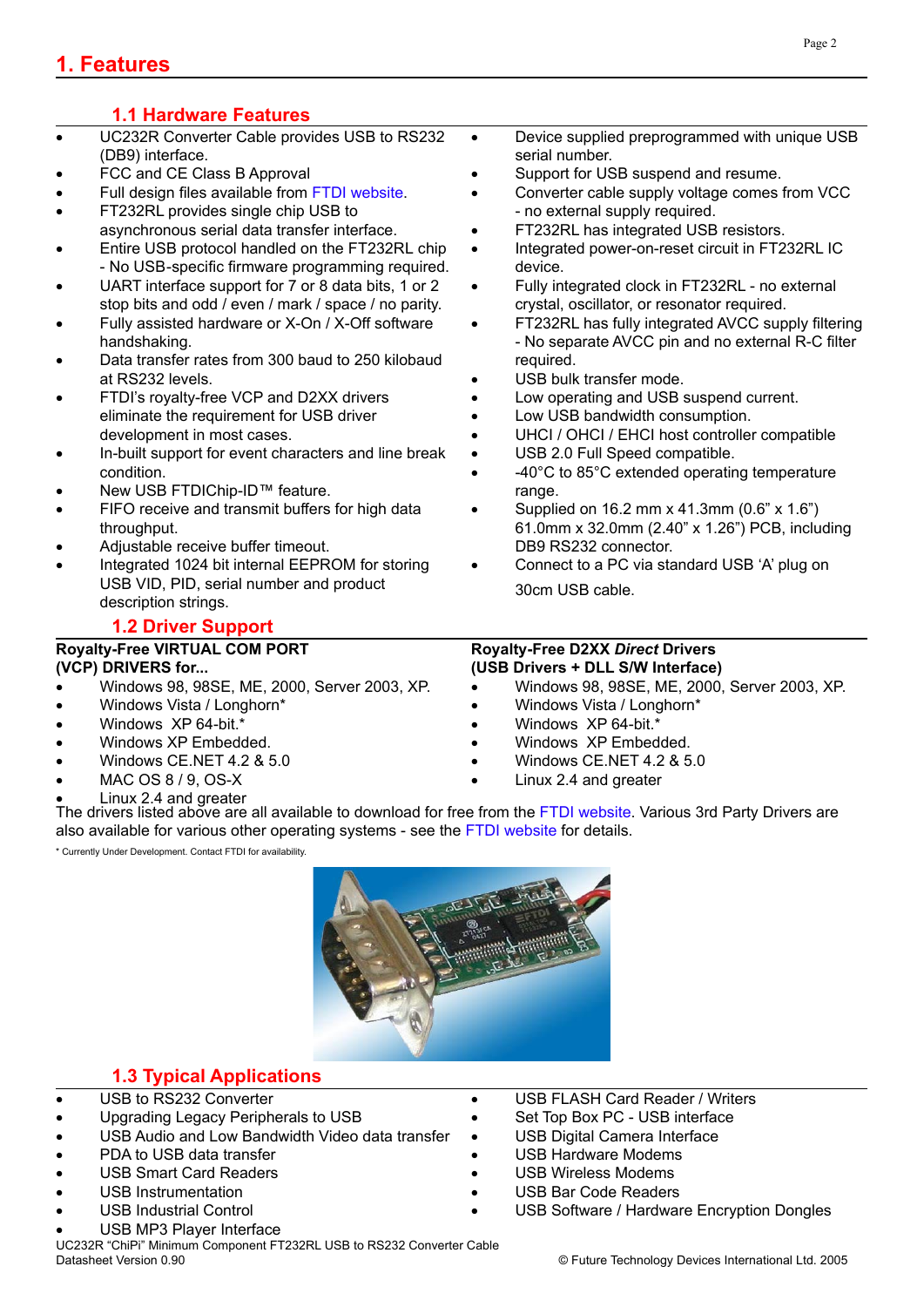# 1. Features

## 1.1 Hardware Features

- UC232R Converter Cable provides USB to RS232 (DB9) interface.
- FCC and CE Class B Approval
- Full design files available from FTDI website.
- FT232RL provides single chip USB to asynchronous serial data transfer interface.
- Entire USB protocol handled on the FT232RL chip - No USB-specific firmware programming required.
- UART interface support for 7 or 8 data bits, 1 or 2 stop bits and odd / even / mark / space / no parity.
- Fully assisted hardware or X-On / X-Off software handshaking.
- Data transfer rates from 300 baud to 250 kilobaud at RS232 levels.
- FTDI's royalty-free VCP and D2XX drivers eliminate the requirement for USB driver development in most cases.
- In-built support for event characters and line break condition.
- New USB FTDIChip-ID™ feature.
- FIFO receive and transmit buffers for high data throughput.
- Adjustable receive buffer timeout.
- Integrated 1024 bit internal EEPROM for storing USB VID, PID, serial number and product description strings.
- Device supplied preprogrammed with unique USB serial number.
- Support for USB suspend and resume.
- Converter cable supply voltage comes from VCC - no external supply required.
- FT232RL has integrated USB resistors.
- Integrated power-on-reset circuit in FT232RL IC device.
- Fully integrated clock in FT232RL - no external crystal, oscillator, or resonator required.
- FT232RL has fully integrated AVCC supply filtering - No separate AVCC pin and no external R-C filter required.
- USB bulk transfer mode.
- Low operating and USB suspend current.
- Low USB bandwidth consumption.
- UHCI / OHCI / EHCI host controller compatible
- USB 2.0 Full Speed compatible.
- -40°C to 85°C extended operating temperature range.
- Supplied on 16.2 mm x 41.3mm (0.6" x 1.6") 61.0mm x 32.0mm (2.40" x 1.26") PCB, including DB9 RS232 connector.
- Connect to a PC via standard USB 'A' plug on 30cm USB cable.

## 1.2 Driver Support

**Royalty-Free VIRTUAL COM PORT (VCP) DRIVERS for...**

- Windows 98, 98SE, ME, 2000, Server 2003, XP.
- Windows Vista / Longhorn*
- Windows XP 64-bit.*
- Windows XP Embedded.
- Windows CE.NET 4.2 & 5.0
- MAC OS 8 / 9, OS-X
- Linux 2.4 and greater

**Royalty-Free D2XX *Direct* Drivers (USB Drivers + DLL S/W Interface)**

- Windows 98, 98SE, ME, 2000, Server 2003, XP.
- Windows Vista / Longhorn*
- Windows XP 64-bit.*
- Windows XP Embedded.
- Windows CE.NET 4.2 & 5.0
- Linux 2.4 and greater

The drivers listed above are all available to download for free from the FTDI website. Various 3rd Party Drivers are also available for various other operating systems - see the FTDI website for details.

\* Currently Under Development. Contact FTDI for availability.

## 1.3 Typical Applications

- USB to RS232 Converter
- Upgrading Legacy Peripherals to USB
- USB Audio and Low Bandwidth Video data transfer
- PDA to USB data transfer
- USB Smart Card Readers
- USB Instrumentation
- USB Industrial Control
- USB MP3 Player Interface
- USB FLASH Card Reader / Writers
- Set Top Box PC - USB interface
- USB Digital Camera Interface
- USB Hardware Modems
- USB Wireless Modems
- USB Bar Code Readers
- USB Software / Hardware Encryption Dongles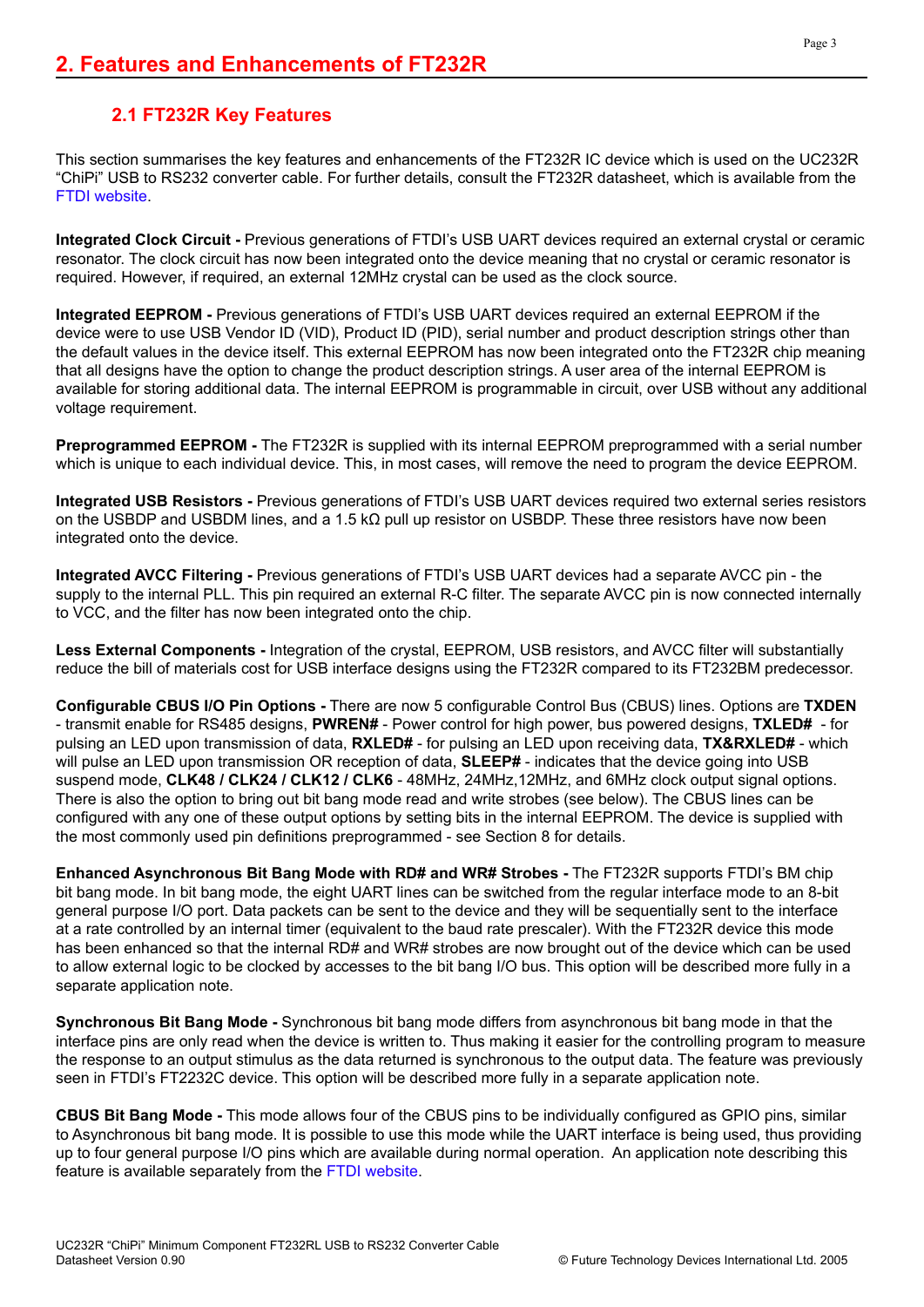## 2. Features and Enhancements of FT232R

### 2.1 FT232R Key Features

This section summarises the key features and enhancements of the FT232R IC device which is used on the UC232R "ChiPi" USB to RS232 converter cable. For further details, consult the FT232R datasheet, which is available from the FTDI website.

**Integrated Clock Circuit -** Previous generations of FTDI's USB UART devices required an external crystal or ceramic resonator. The clock circuit has now been integrated onto the device meaning that no crystal or ceramic resonator is required. However, if required, an external 12MHz crystal can be used as the clock source.

**Integrated EEPROM -** Previous generations of FTDI's USB UART devices required an external EEPROM if the device were to use USB Vendor ID (VID), Product ID (PID), serial number and product description strings other than the default values in the device itself. This external EEPROM has now been integrated onto the FT232R chip meaning that all designs have the option to change the product description strings. A user area of the internal EEPROM is available for storing additional data. The internal EEPROM is programmable in circuit, over USB without any additional voltage requirement.

**Preprogrammed EEPROM -** The FT232R is supplied with its internal EEPROM preprogrammed with a serial number which is unique to each individual device. This, in most cases, will remove the need to program the device EEPROM.

**Integrated USB Resistors -** Previous generations of FTDI's USB UART devices required two external series resistors on the USBDP and USBDM lines, and a 1.5 kΩ pull up resistor on USBDP. These three resistors have now been integrated onto the device.

**Integrated AVCC Filtering -** Previous generations of FTDI's USB UART devices had a separate AVCC pin - the supply to the internal PLL. This pin required an external R-C filter. The separate AVCC pin is now connected internally to VCC, and the filter has now been integrated onto the chip.

**Less External Components -** Integration of the crystal, EEPROM, USB resistors, and AVCC filter will substantially reduce the bill of materials cost for USB interface designs using the FT232R compared to its FT232BM predecessor.

**Configurable CBUS I/O Pin Options -** There are now 5 configurable Control Bus (CBUS) lines. Options are **TXDEN** - transmit enable for RS485 designs, **PWREN#** - Power control for high power, bus powered designs, **TXLED#** - for pulsing an LED upon transmission of data, **RXLED#** - for pulsing an LED upon receiving data, **TX&RXLED#** - which will pulse an LED upon transmission OR reception of data, **SLEEP#** - indicates that the device going into USB suspend mode, **CLK48 / CLK24 / CLK12 / CLK6** - 48MHz, 24MHz,12MHz, and 6MHz clock output signal options. There is also the option to bring out bit bang mode read and write strobes (see below). The CBUS lines can be configured with any one of these output options by setting bits in the internal EEPROM. The device is supplied with the most commonly used pin definitions preprogrammed - see Section 8 for details.

**Enhanced Asynchronous Bit Bang Mode with RD# and WR# Strobes -** The FT232R supports FTDI's BM chip bit bang mode. In bit bang mode, the eight UART lines can be switched from the regular interface mode to an 8-bit general purpose I/O port. Data packets can be sent to the device and they will be sequentially sent to the interface at a rate controlled by an internal timer (equivalent to the baud rate prescaler). With the FT232R device this mode has been enhanced so that the internal RD# and WR# strobes are now brought out of the device which can be used to allow external logic to be clocked by accesses to the bit bang I/O bus. This option will be described more fully in a separate application note.

**Synchronous Bit Bang Mode -** Synchronous bit bang mode differs from asynchronous bit bang mode in that the interface pins are only read when the device is written to. Thus making it easier for the controlling program to measure the response to an output stimulus as the data returned is synchronous to the output data. The feature was previously seen in FTDI's FT2232C device. This option will be described more fully in a separate application note.

**CBUS Bit Bang Mode -** This mode allows four of the CBUS pins to be individually configured as GPIO pins, similar to Asynchronous bit bang mode. It is possible to use this mode while the UART interface is being used, thus providing up to four general purpose I/O pins which are available during normal operation. An application note describing this feature is available separately from the FTDI website.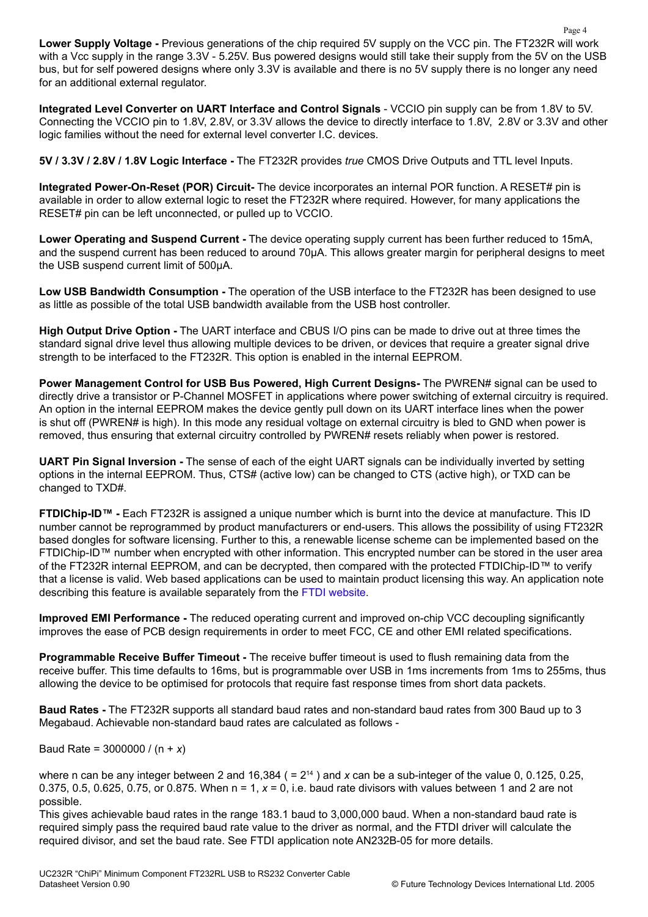**Lower Supply Voltage -** Previous generations of the chip required 5V supply on the VCC pin. The FT232R will work with a Vcc supply in the range 3.3V - 5.25V. Bus powered designs would still take their supply from the 5V on the USB bus, but for self powered designs where only 3.3V is available and there is no 5V supply there is no longer any need for an additional external regulator.

**Integrated Level Converter on UART Interface and Control Signals** - VCCIO pin supply can be from 1.8V to 5V. Connecting the VCCIO pin to 1.8V, 2.8V, or 3.3V allows the device to directly interface to 1.8V, 2.8V or 3.3V and other logic families without the need for external level converter I.C. devices.

**5V / 3.3V / 2.8V / 1.8V Logic Interface -** The FT232R provides *true* CMOS Drive Outputs and TTL level Inputs.

**Integrated Power-On-Reset (POR) Circuit-** The device incorporates an internal POR function. A RESET# pin is available in order to allow external logic to reset the FT232R where required. However, for many applications the RESET# pin can be left unconnected, or pulled up to VCCIO.

**Lower Operating and Suspend Current -** The device operating supply current has been further reduced to 15mA, and the suspend current has been reduced to around 70μA. This allows greater margin for peripheral designs to meet the USB suspend current limit of 500μA.

**Low USB Bandwidth Consumption -** The operation of the USB interface to the FT232R has been designed to use as little as possible of the total USB bandwidth available from the USB host controller.

**High Output Drive Option -** The UART interface and CBUS I/O pins can be made to drive out at three times the standard signal drive level thus allowing multiple devices to be driven, or devices that require a greater signal drive strength to be interfaced to the FT232R. This option is enabled in the internal EEPROM.

**Power Management Control for USB Bus Powered, High Current Designs-** The PWREN# signal can be used to directly drive a transistor or P-Channel MOSFET in applications where power switching of external circuitry is required. An option in the internal EEPROM makes the device gently pull down on its UART interface lines when the power is shut off (PWREN# is high). In this mode any residual voltage on external circuitry is bled to GND when power is removed, thus ensuring that external circuitry controlled by PWREN# resets reliably when power is restored.

**UART Pin Signal Inversion -** The sense of each of the eight UART signals can be individually inverted by setting options in the internal EEPROM. Thus, CTS# (active low) can be changed to CTS (active high), or TXD can be changed to TXD#.

**FTDIChip-ID™ -** Each FT232R is assigned a unique number which is burnt into the device at manufacture. This ID number cannot be reprogrammed by product manufacturers or end-users. This allows the possibility of using FT232R based dongles for software licensing. Further to this, a renewable license scheme can be implemented based on the FTDIChip-ID™ number when encrypted with other information. This encrypted number can be stored in the user area of the FT232R internal EEPROM, and can be decrypted, then compared with the protected FTDIChip-ID™ to verify that a license is valid. Web based applications can be used to maintain product licensing this way. An application note describing this feature is available separately from the FTDI website.

**Improved EMI Performance -** The reduced operating current and improved on-chip VCC decoupling significantly improves the ease of PCB design requirements in order to meet FCC, CE and other EMI related specifications.

**Programmable Receive Buffer Timeout -** The receive buffer timeout is used to flush remaining data from the receive buffer. This time defaults to 16ms, but is programmable over USB in 1ms increments from 1ms to 255ms, thus allowing the device to be optimised for protocols that require fast response times from short data packets.

**Baud Rates -** The FT232R supports all standard baud rates and non-standard baud rates from 300 Baud up to 3 Megabaud. Achievable non-standard baud rates are calculated as follows -

Baud Rate = 3000000 / (n + *x*)

where n can be any integer between 2 and 16,384 ( = $2^{14}$ ) and *x* can be a sub-integer of the value 0, 0.125, 0.25, 0.375, 0.5, 0.625, 0.75, or 0.875. When n = 1, *x* = 0, i.e. baud rate divisors with values between 1 and 2 are not possible.
This gives achievable baud rates in the range 183.1 baud to 3,000,000 baud. When a non-standard baud rate is required simply pass the required baud rate value to the driver as normal, and the FTDI driver will calculate the required divisor, and set the baud rate. See FTDI application note AN232B-05 for more details.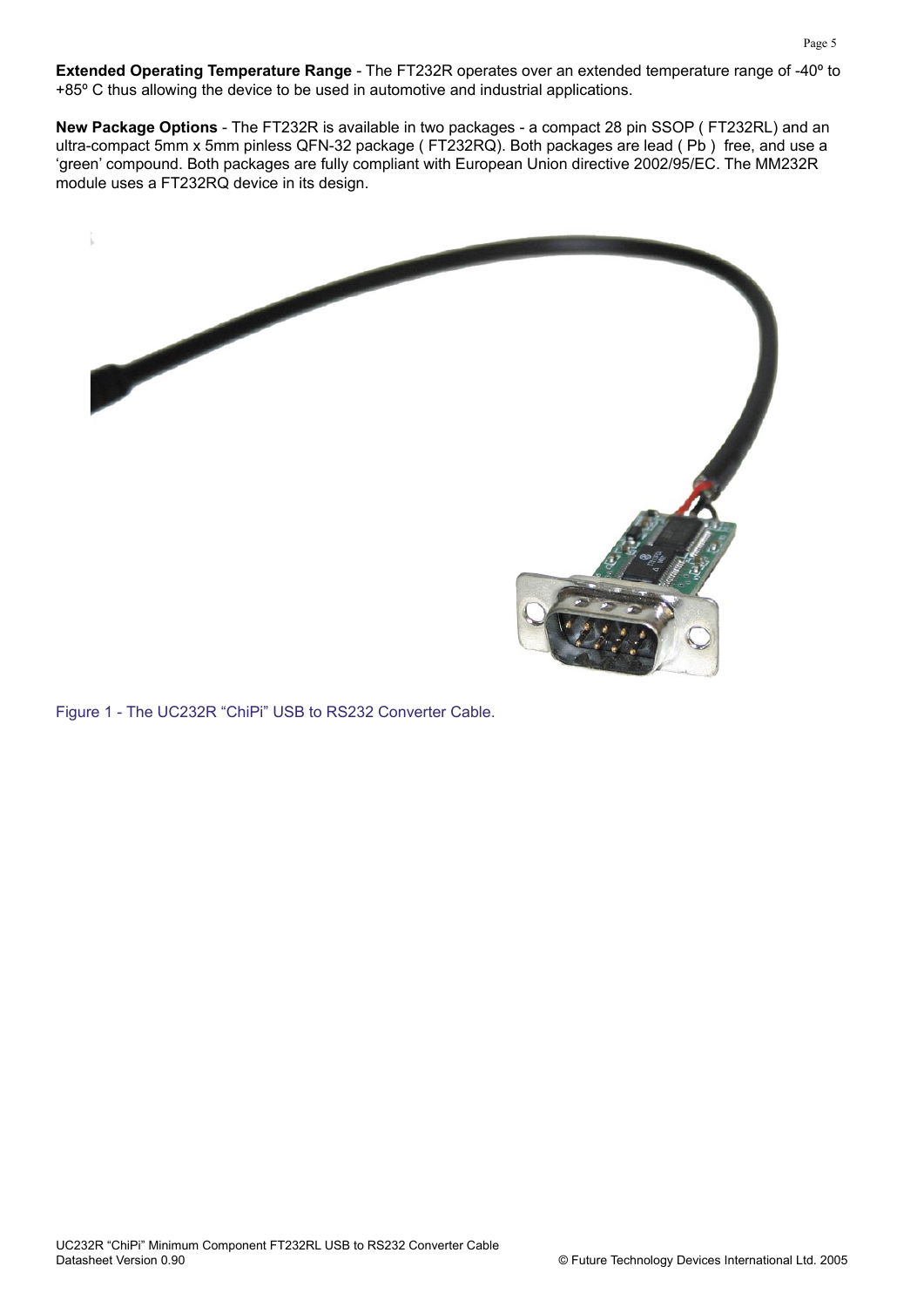**Extended Operating Temperature Range** - The FT232R operates over an extended temperature range of -40º to +85º C thus allowing the device to be used in automotive and industrial applications.

**New Package Options** - The FT232R is available in two packages - a compact 28 pin SSOP ( FT232RL) and an ultra-compact 5mm x 5mm pinless QFN-32 package ( FT232RQ). Both packages are lead ( Pb ) free, and use a 'green' compound. Both packages are fully compliant with European Union directive 2002/95/EC. The MM232R module uses a FT232RQ device in its design.

Figure 1 - The UC232R "ChiPi" USB to RS232 Converter Cable.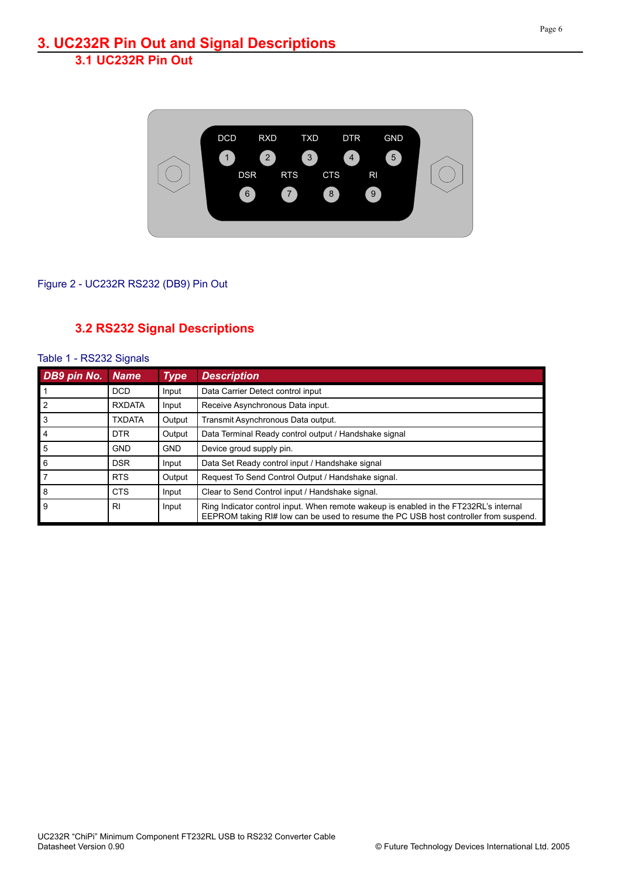# 3. UC232R Pin Out and Signal Descriptions

## 3.1 UC232R Pin Out

Figure 2 - UC232R RS232 (DB9) Pin Out

## 3.2 RS232 Signal Descriptions

Table 1 - RS232 Signals

| DB9 pin No. | Name | Type | Description |
|---|---|---|---|
| 1 | DCD | Input | Data Carrier Detect control input |
| 2 | RXDATA | Input | Receive Asynchronous Data input. |
| 3 | TXDATA | Output | Transmit Asynchronous Data output. |
| 4 | DTR | Output | Data Terminal Ready control output / Handshake signal |
| 5 | GND | GND | Device groud supply pin. |
| 6 | DSR | Input | Data Set Ready control input / Handshake signal |
| 7 | RTS | Output | Request To Send Control Output / Handshake signal. |
| 8 | CTS | Input | Clear to Send Control input / Handshake signal. |
| 9 | RI | Input | Ring Indicator control input. When remote wakeup is enabled in the FT232RL's internal EEPROM taking RI# low can be used to resume the PC USB host controller from suspend. |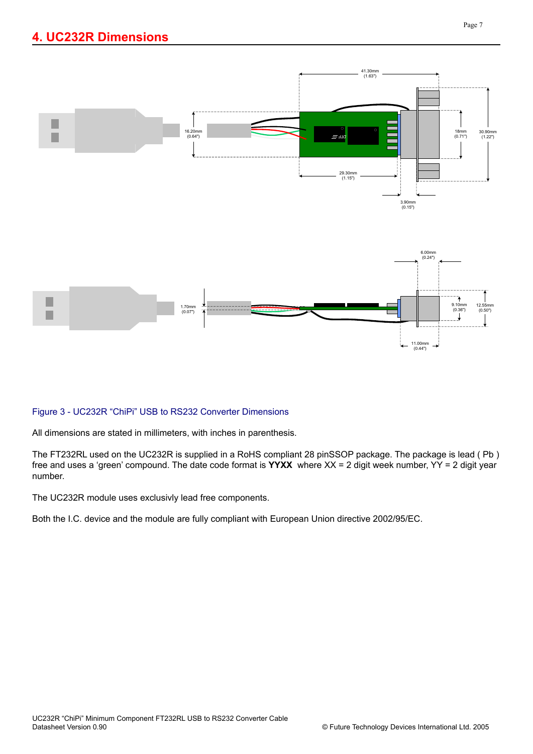# 4. UC232R Dimensions

Figure 3 - UC232R "ChiPi" USB to RS232 Converter Dimensions

All dimensions are stated in millimeters, with inches in parenthesis.

The FT232RL used on the UC232R is supplied in a RoHS compliant 28 pinSSOP package. The package is lead ( Pb ) free and uses a 'green' compound. The date code format is **YYXX** where XX = 2 digit week number, YY = 2 digit year number.

The UC232R module uses exclusivly lead free components.

Both the I.C. device and the module are fully compliant with European Union directive 2002/95/EC.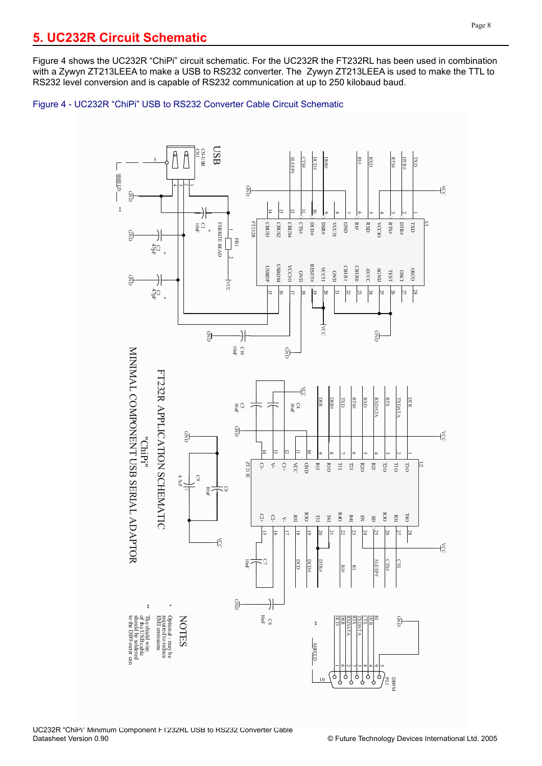# 5. UC232R Circuit Schematic

Figure 4 shows the UC232R "ChiPi" circuit schematic. For the UC232R the FT232RL has been used in combination with a Zywyn ZT213LEEA to make a USB to RS232 converter. The Zywyn ZT213LEEA is used to make the TTL to RS232 level conversion and is capable of RS232 communication at up to 250 kilobaud baud.

Figure 4 - UC232R "ChiPi" USB to RS232 Converter Cable Circuit Schematic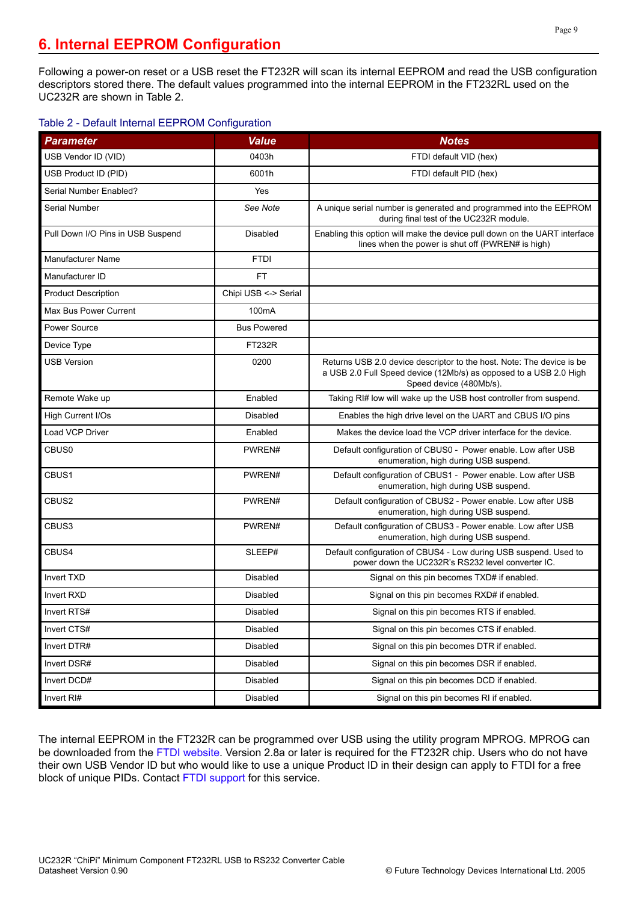# 6. Internal EEPROM Configuration

Following a power-on reset or a USB reset the FT232R will scan its internal EEPROM and read the USB configuration descriptors stored there. The default values programmed into the internal EEPROM in the FT232RL used on the UC232R are shown in Table 2.

Table 2 - Default Internal EEPROM Configuration

| ***Parameter*** | ***Value*** | ***Notes*** |
|---|---|---|
| USB Vendor ID (VID) | 0403h | FTDI default VID (hex) |
| USB Product ID (PID) | 6001h | FTDI default PID (hex) |
| Serial Number Enabled? | Yes | |
| Serial Number | *See Note* | A unique serial number is generated and programmed into the EEPROM during final test of the UC232R module. |
| Pull Down I/O Pins in USB Suspend | Disabled | Enabling this option will make the device pull down on the UART interface lines when the power is shut off (PWREN# is high) |
| Manufacturer Name | FTDI | |
| Manufacturer ID | FT | |
| Product Description | Chipi USB <-> Serial | |
| Max Bus Power Current | 100mA | |
| Power Source | Bus Powered | |
| Device Type | FT232R | |
| USB Version | 0200 | Returns USB 2.0 device descriptor to the host. Note: The device is be a USB 2.0 Full Speed device (12Mb/s) as opposed to a USB 2.0 High Speed device (480Mb/s). |
| Remote Wake up | Enabled | Taking RI# low will wake up the USB host controller from suspend. |
| High Current I/Os | Disabled | Enables the high drive level on the UART and CBUS I/O pins |
| Load VCP Driver | Enabled | Makes the device load the VCP driver interface for the device. |
| CBUS0 | PWREN# | Default configuration of CBUS0 - Power enable. Low after USB enumeration, high during USB suspend. |
| CBUS1 | PWREN# | Default configuration of CBUS1 - Power enable. Low after USB enumeration, high during USB suspend. |
| CBUS2 | PWREN# | Default configuration of CBUS2 - Power enable. Low after USB enumeration, high during USB suspend. |
| CBUS3 | PWREN# | Default configuration of CBUS3 - Power enable. Low after USB enumeration, high during USB suspend. |
| CBUS4 | SLEEP# | Default configuration of CBUS4 - Low during USB suspend. Used to power down the UC232R's RS232 level converter IC. |
| Invert TXD | Disabled | Signal on this pin becomes TXD# if enabled. |
| Invert RXD | Disabled | Signal on this pin becomes RXD# if enabled. |
| Invert RTS# | Disabled | Signal on this pin becomes RTS if enabled. |
| Invert CTS# | Disabled | Signal on this pin becomes CTS if enabled. |
| Invert DTR# | Disabled | Signal on this pin becomes DTR if enabled. |
| Invert DSR# | Disabled | Signal on this pin becomes DSR if enabled. |
| Invert DCD# | Disabled | Signal on this pin becomes DCD if enabled. |
| Invert RI# | Disabled | Signal on this pin becomes RI if enabled. |

The internal EEPROM in the FT232R can be programmed over USB using the utility program MPROG. MPROG can be downloaded from the FTDI website. Version 2.8a or later is required for the FT232R chip. Users who do not have their own USB Vendor ID but who would like to use a unique Product ID in their design can apply to FTDI for a free block of unique PIDs. Contact FTDI support for this service.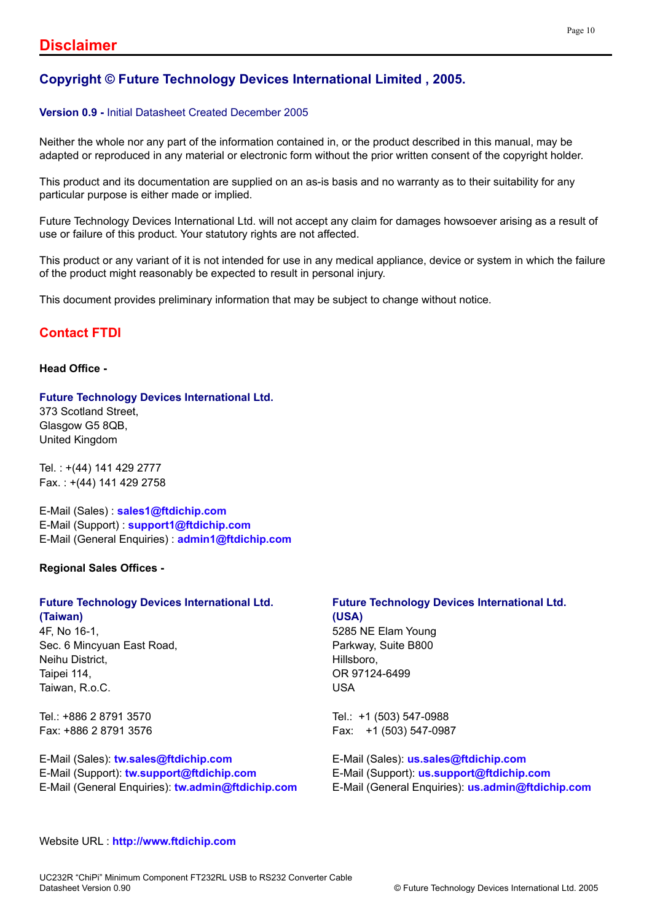# Disclaimer

## Copyright © Future Technology Devices International Limited , 2005.

**Version 0.9 -** Initial Datasheet Created December 2005

Neither the whole nor any part of the information contained in, or the product described in this manual, may be adapted or reproduced in any material or electronic form without the prior written consent of the copyright holder.

This product and its documentation are supplied on an as-is basis and no warranty as to their suitability for any particular purpose is either made or implied.

Future Technology Devices International Ltd. will not accept any claim for damages howsoever arising as a result of use or failure of this product. Your statutory rights are not affected.

This product or any variant of it is not intended for use in any medical appliance, device or system in which the failure of the product might reasonably be expected to result in personal injury.

This document provides preliminary information that may be subject to change without notice.

# Contact FTDI

**Head Office -**

**Future Technology Devices International Ltd.**
373 Scotland Street,
Glasgow G5 8QB,
United Kingdom

Tel. : +(44) 141 429 2777
Fax. : +(44) 141 429 2758

E-Mail (Sales) : **sales1@ftdichip.com**
E-Mail (Support) : **support1@ftdichip.com**
E-Mail (General Enquiries) : **admin1@ftdichip.com**

**Regional Sales Offices -**

**Future Technology Devices International Ltd. (Taiwan)**
4F, No 16-1,
Sec. 6 Mincyuan East Road,
Neihu District,
Taipei 114,
Taiwan, R.o.C.

Tel.: +886 2 8791 3570
Fax: +886 2 8791 3576

E-Mail (Sales): **tw.sales@ftdichip.com**
E-Mail (Support): **tw.support@ftdichip.com**
E-Mail (General Enquiries): **tw.admin@ftdichip.com**

**Future Technology Devices International Ltd. (USA)**
5285 NE Elam Young
Parkway, Suite B800
Hillsboro,
OR 97124-6499
USA

Tel.: +1 (503) 547-0988
Fax: +1 (503) 547-0987

E-Mail (Sales): **us.sales@ftdichip.com**
E-Mail (Support): **us.support@ftdichip.com**
E-Mail (General Enquiries): **us.admin@ftdichip.com**

Website URL : **http://www.ftdichip.com**